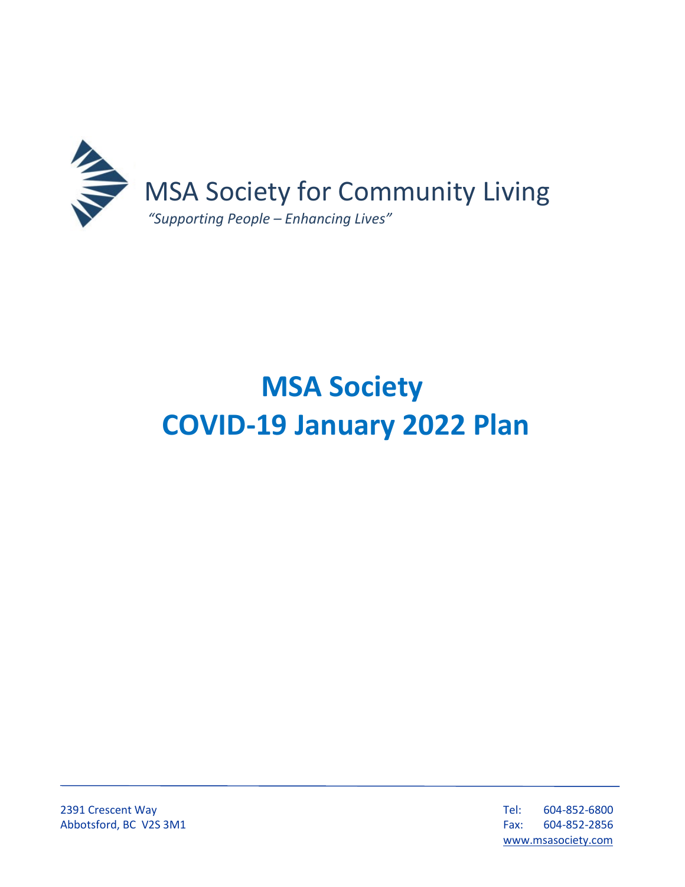MSA Society for Community Living

*"Supporting People – Enhancing Lives"*

# MSA Society
# COVID-19 January 2022 Plan

2391 Crescent Way
Abbotsford, BC V2S 3M1

Tel: 604-852-6800
Fax: 604-852-2856
www.msasociety.com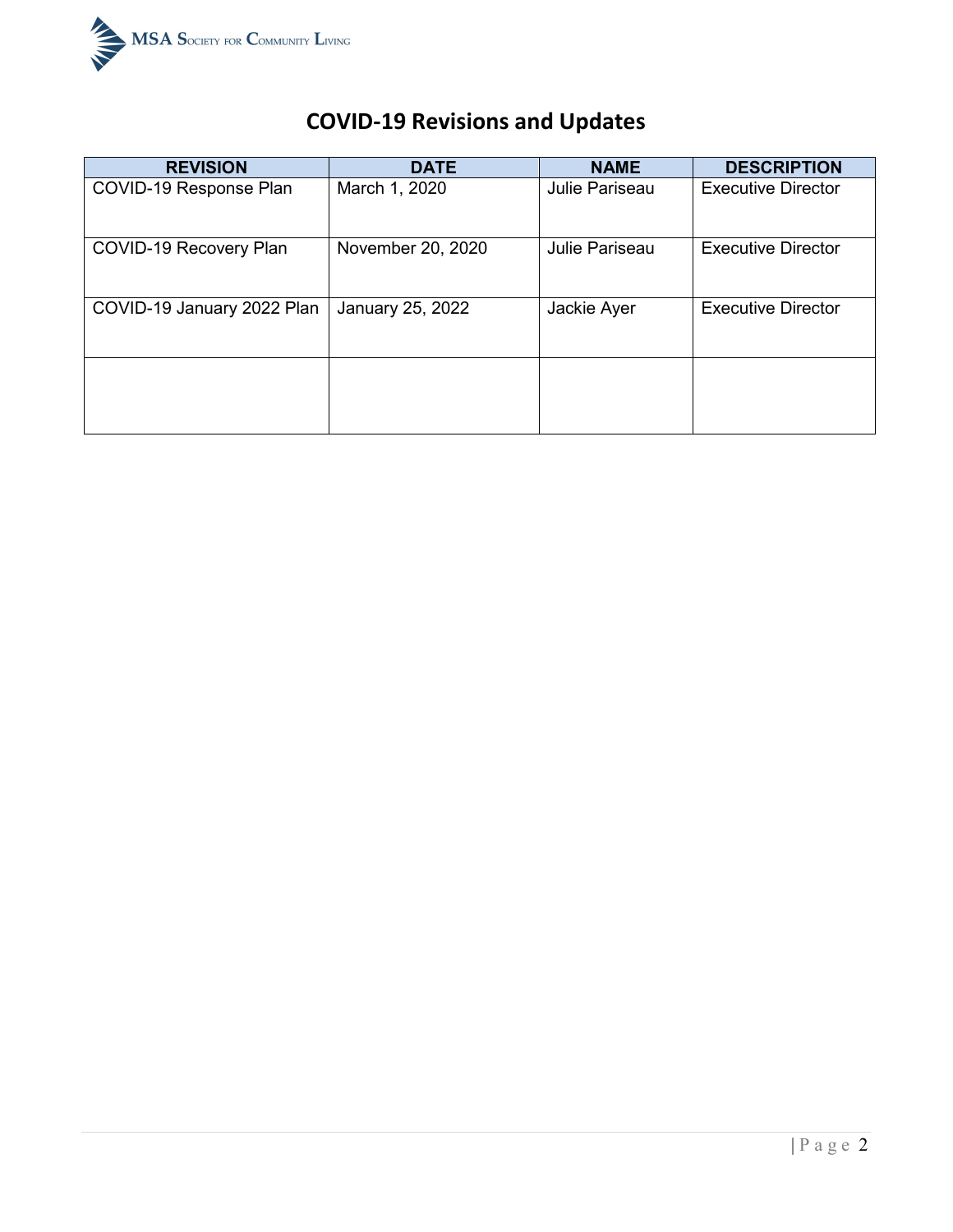# COVID-19 Revisions and Updates

| REVISION | DATE | NAME | DESCRIPTION |
|---|---|---|---|
| COVID-19 Response Plan | March 1, 2020 | Julie Pariseau | Executive Director |
| COVID-19 Recovery Plan | November 20, 2020 | Julie Pariseau | Executive Director |
| COVID-19 January 2022 Plan | January 25, 2022 | Jackie Ayer | Executive Director |
| | | | |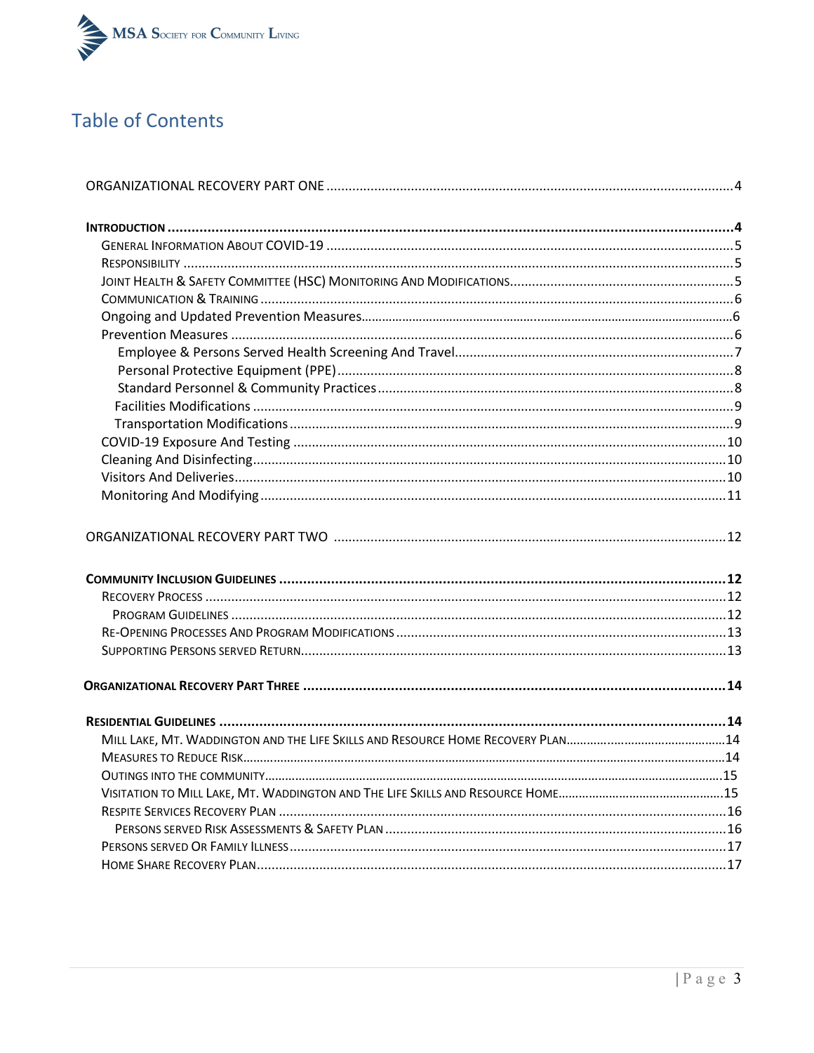# Table of Contents

ORGANIZATIONAL RECOVERY PART ONE ..... 4

**INTRODUCTION ..... 4**

- GENERAL INFORMATION ABOUT COVID-19 ..... 5
- RESPONSIBILITY ..... 5
- JOINT HEALTH & SAFETY COMMITTEE (HSC) MONITORING AND MODIFICATIONS ..... 5
- COMMUNICATION & TRAINING ..... 6
- Ongoing and Updated Prevention Measures ..... 6
- Prevention Measures ..... 6
  - Employee & Persons Served Health Screening And Travel ..... 7
  - Personal Protective Equipment (PPE) ..... 8
  - Standard Personnel & Community Practices ..... 8
  - Facilities Modifications ..... 9
  - Transportation Modifications ..... 9
- COVID-19 Exposure And Testing ..... 10
- Cleaning And Disinfecting ..... 10
- Visitors And Deliveries ..... 10
- Monitoring And Modifying ..... 11

ORGANIZATIONAL RECOVERY PART TWO ..... 12

**COMMUNITY INCLUSION GUIDELINES ..... 12**

- RECOVERY PROCESS ..... 12
  - PROGRAM GUIDELINES ..... 12
- RE-OPENING PROCESSES AND PROGRAM MODIFICATIONS ..... 13
- SUPPORTING PERSONS SERVED RETURN ..... 13

**ORGANIZATIONAL RECOVERY PART THREE ..... 14**

**RESIDENTIAL GUIDELINES ..... 14**

- MILL LAKE, MT. WADDINGTON AND THE LIFE SKILLS AND RESOURCE HOME RECOVERY PLAN ..... 14
- MEASURES TO REDUCE RISK ..... 14
- OUTINGS INTO THE COMMUNITY ..... 15
- VISITATION TO MILL LAKE, MT. WADDINGTON AND THE LIFE SKILLS AND RESOURCE HOME ..... 15
- RESPITE SERVICES RECOVERY PLAN ..... 16
  - PERSONS SERVED RISK ASSESSMENTS & SAFETY PLAN ..... 16
- PERSONS SERVED OR FAMILY ILLNESS ..... 17
- HOME SHARE RECOVERY PLAN ..... 17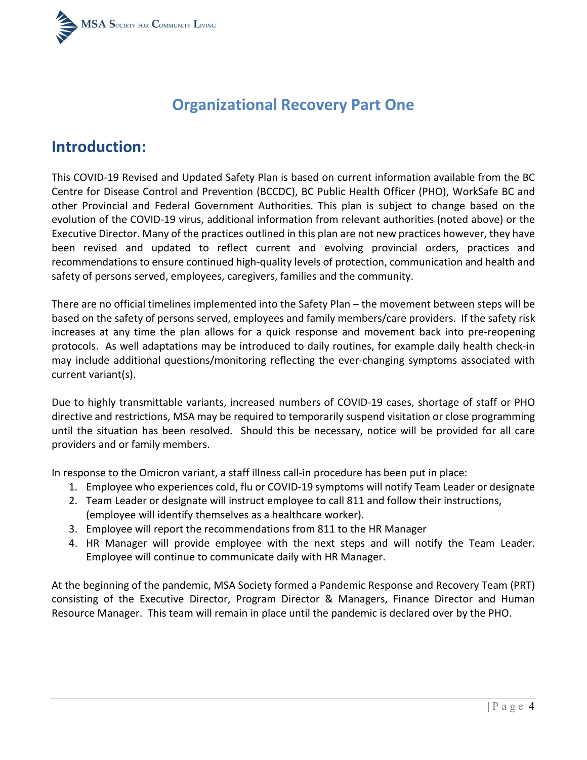# Organizational Recovery Part One

## Introduction:

This COVID-19 Revised and Updated Safety Plan is based on current information available from the BC Centre for Disease Control and Prevention (BCCDC), BC Public Health Officer (PHO), WorkSafe BC and other Provincial and Federal Government Authorities. This plan is subject to change based on the evolution of the COVID-19 virus, additional information from relevant authorities (noted above) or the Executive Director. Many of the practices outlined in this plan are not new practices however, they have been revised and updated to reflect current and evolving provincial orders, practices and recommendations to ensure continued high-quality levels of protection, communication and health and safety of persons served, employees, caregivers, families and the community.

There are no official timelines implemented into the Safety Plan – the movement between steps will be based on the safety of persons served, employees and family members/care providers. If the safety risk increases at any time the plan allows for a quick response and movement back into pre-reopening protocols. As well adaptations may be introduced to daily routines, for example daily health check-in may include additional questions/monitoring reflecting the ever-changing symptoms associated with current variant(s).

Due to highly transmittable variants, increased numbers of COVID-19 cases, shortage of staff or PHO directive and restrictions, MSA may be required to temporarily suspend visitation or close programming until the situation has been resolved. Should this be necessary, notice will be provided for all care providers and or family members.

In response to the Omicron variant, a staff illness call-in procedure has been put in place:

1. Employee who experiences cold, flu or COVID-19 symptoms will notify Team Leader or designate
2. Team Leader or designate will instruct employee to call 811 and follow their instructions, (employee will identify themselves as a healthcare worker).
3. Employee will report the recommendations from 811 to the HR Manager
4. HR Manager will provide employee with the next steps and will notify the Team Leader. Employee will continue to communicate daily with HR Manager.

At the beginning of the pandemic, MSA Society formed a Pandemic Response and Recovery Team (PRT) consisting of the Executive Director, Program Director & Managers, Finance Director and Human Resource Manager. This team will remain in place until the pandemic is declared over by the PHO.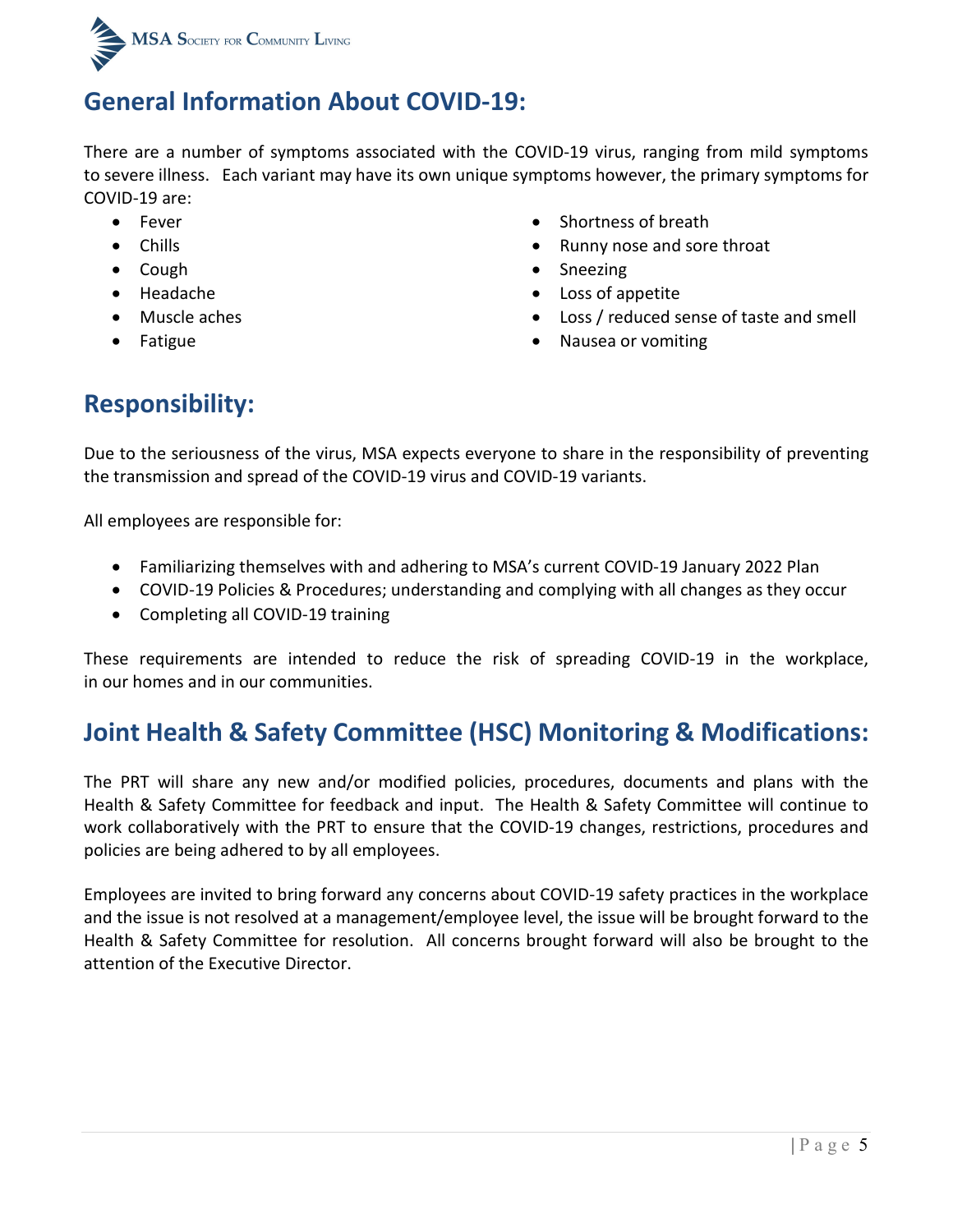## General Information About COVID-19:

There are a number of symptoms associated with the COVID-19 virus, ranging from mild symptoms to severe illness. Each variant may have its own unique symptoms however, the primary symptoms for COVID-19 are:

- Fever
- Chills
- Cough
- Headache
- Muscle aches
- Fatigue
- Shortness of breath
- Runny nose and sore throat
- Sneezing
- Loss of appetite
- Loss / reduced sense of taste and smell
- Nausea or vomiting

## Responsibility:

Due to the seriousness of the virus, MSA expects everyone to share in the responsibility of preventing the transmission and spread of the COVID-19 virus and COVID-19 variants.

All employees are responsible for:

- Familiarizing themselves with and adhering to MSA's current COVID-19 January 2022 Plan
- COVID-19 Policies & Procedures; understanding and complying with all changes as they occur
- Completing all COVID-19 training

These requirements are intended to reduce the risk of spreading COVID-19 in the workplace, in our homes and in our communities.

## Joint Health & Safety Committee (HSC) Monitoring & Modifications:

The PRT will share any new and/or modified policies, procedures, documents and plans with the Health & Safety Committee for feedback and input. The Health & Safety Committee will continue to work collaboratively with the PRT to ensure that the COVID-19 changes, restrictions, procedures and policies are being adhered to by all employees.

Employees are invited to bring forward any concerns about COVID-19 safety practices in the workplace and the issue is not resolved at a management/employee level, the issue will be brought forward to the Health & Safety Committee for resolution. All concerns brought forward will also be brought to the attention of the Executive Director.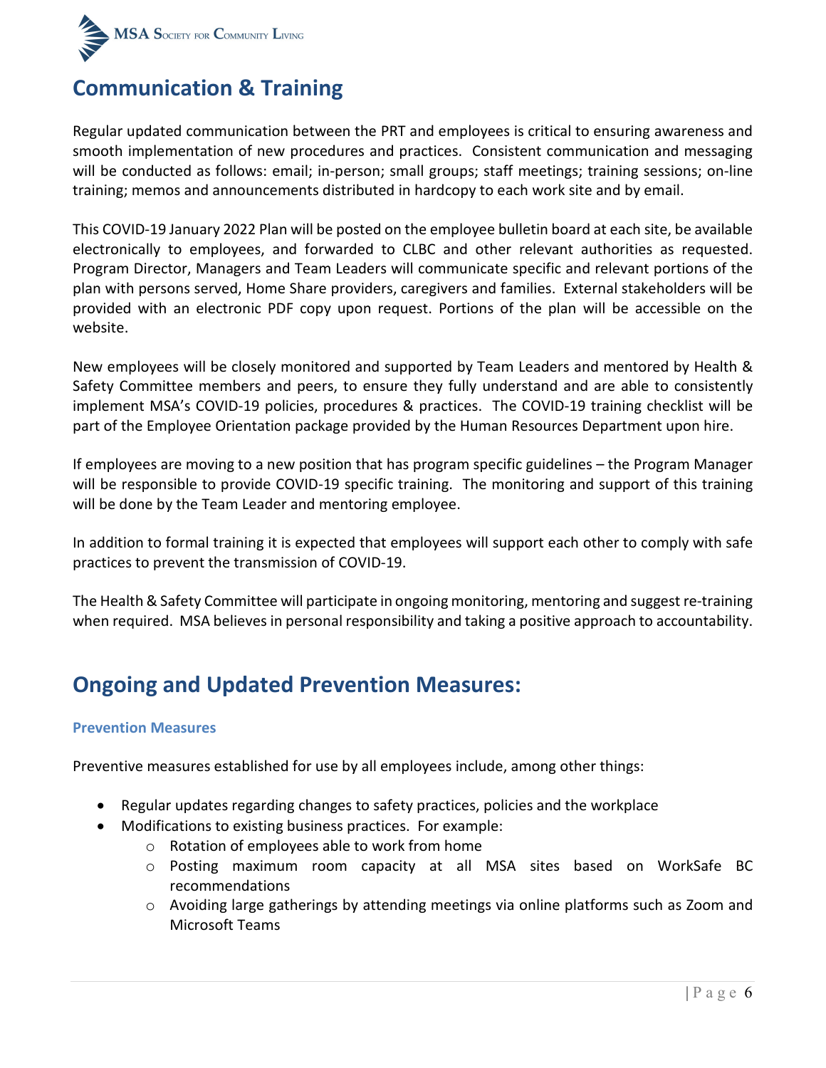## Communication & Training

Regular updated communication between the PRT and employees is critical to ensuring awareness and smooth implementation of new procedures and practices. Consistent communication and messaging will be conducted as follows: email; in-person; small groups; staff meetings; training sessions; on-line training; memos and announcements distributed in hardcopy to each work site and by email.

This COVID-19 January 2022 Plan will be posted on the employee bulletin board at each site, be available electronically to employees, and forwarded to CLBC and other relevant authorities as requested. Program Director, Managers and Team Leaders will communicate specific and relevant portions of the plan with persons served, Home Share providers, caregivers and families. External stakeholders will be provided with an electronic PDF copy upon request. Portions of the plan will be accessible on the website.

New employees will be closely monitored and supported by Team Leaders and mentored by Health & Safety Committee members and peers, to ensure they fully understand and are able to consistently implement MSA's COVID-19 policies, procedures & practices. The COVID-19 training checklist will be part of the Employee Orientation package provided by the Human Resources Department upon hire.

If employees are moving to a new position that has program specific guidelines – the Program Manager will be responsible to provide COVID-19 specific training. The monitoring and support of this training will be done by the Team Leader and mentoring employee.

In addition to formal training it is expected that employees will support each other to comply with safe practices to prevent the transmission of COVID-19.

The Health & Safety Committee will participate in ongoing monitoring, mentoring and suggest re-training when required. MSA believes in personal responsibility and taking a positive approach to accountability.

## Ongoing and Updated Prevention Measures:

### Prevention Measures

Preventive measures established for use by all employees include, among other things:

- Regular updates regarding changes to safety practices, policies and the workplace
- Modifications to existing business practices. For example:
    - Rotation of employees able to work from home
    - Posting maximum room capacity at all MSA sites based on WorkSafe BC recommendations
    - Avoiding large gatherings by attending meetings via online platforms such as Zoom and Microsoft Teams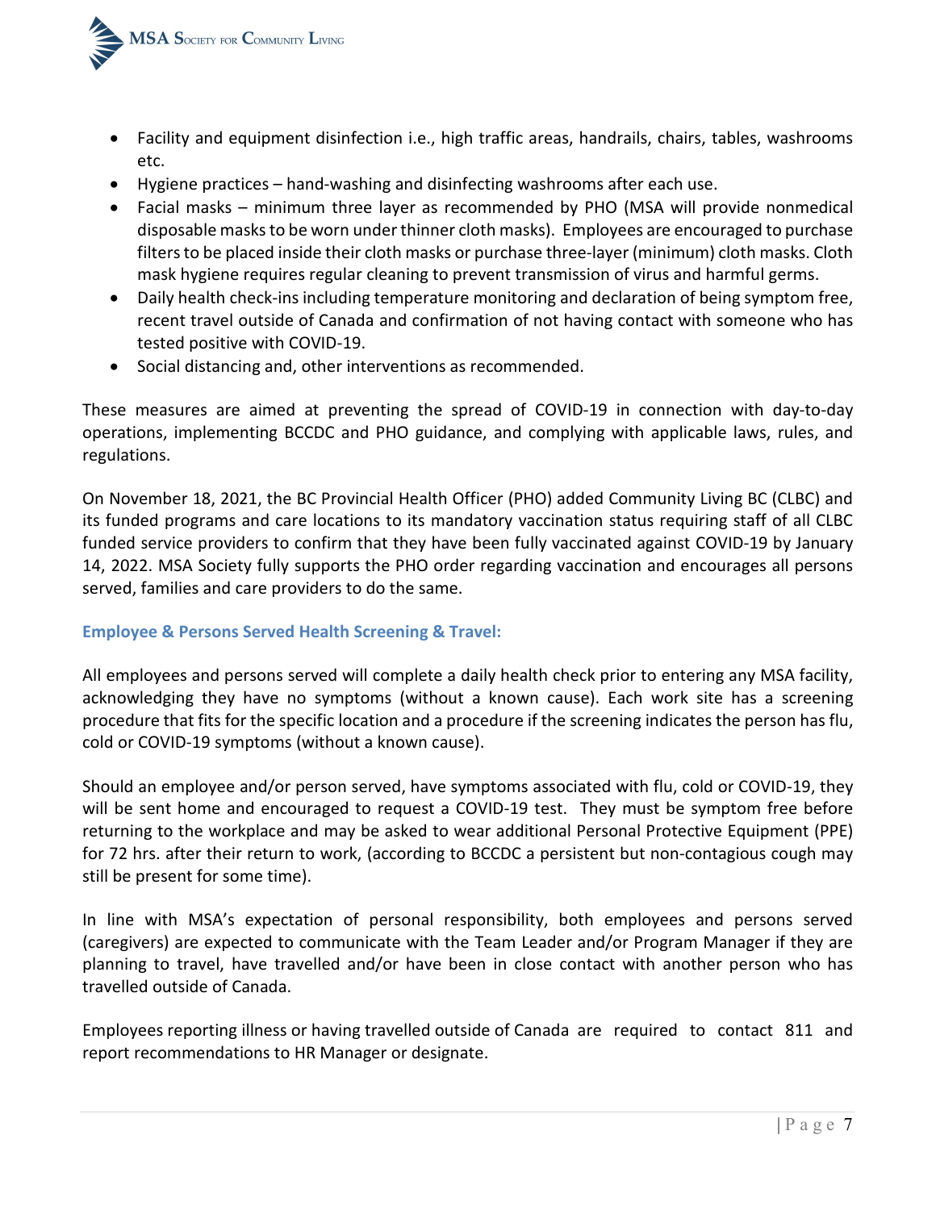- Facility and equipment disinfection i.e., high traffic areas, handrails, chairs, tables, washrooms etc.
- Hygiene practices – hand-washing and disinfecting washrooms after each use.
- Facial masks – minimum three layer as recommended by PHO (MSA will provide nonmedical disposable masks to be worn under thinner cloth masks). Employees are encouraged to purchase filters to be placed inside their cloth masks or purchase three-layer (minimum) cloth masks. Cloth mask hygiene requires regular cleaning to prevent transmission of virus and harmful germs.
- Daily health check-ins including temperature monitoring and declaration of being symptom free, recent travel outside of Canada and confirmation of not having contact with someone who has tested positive with COVID-19.
- Social distancing and, other interventions as recommended.

These measures are aimed at preventing the spread of COVID-19 in connection with day-to-day operations, implementing BCCDC and PHO guidance, and complying with applicable laws, rules, and regulations.

On November 18, 2021, the BC Provincial Health Officer (PHO) added Community Living BC (CLBC) and its funded programs and care locations to its mandatory vaccination status requiring staff of all CLBC funded service providers to confirm that they have been fully vaccinated against COVID-19 by January 14, 2022. MSA Society fully supports the PHO order regarding vaccination and encourages all persons served, families and care providers to do the same.

### Employee & Persons Served Health Screening & Travel:

All employees and persons served will complete a daily health check prior to entering any MSA facility, acknowledging they have no symptoms (without a known cause). Each work site has a screening procedure that fits for the specific location and a procedure if the screening indicates the person has flu, cold or COVID-19 symptoms (without a known cause).

Should an employee and/or person served, have symptoms associated with flu, cold or COVID-19, they will be sent home and encouraged to request a COVID-19 test. They must be symptom free before returning to the workplace and may be asked to wear additional Personal Protective Equipment (PPE) for 72 hrs. after their return to work, (according to BCCDC a persistent but non-contagious cough may still be present for some time).

In line with MSA's expectation of personal responsibility, both employees and persons served (caregivers) are expected to communicate with the Team Leader and/or Program Manager if they are planning to travel, have travelled and/or have been in close contact with another person who has travelled outside of Canada.

Employees reporting illness or having travelled outside of Canada are required to contact 811 and report recommendations to HR Manager or designate.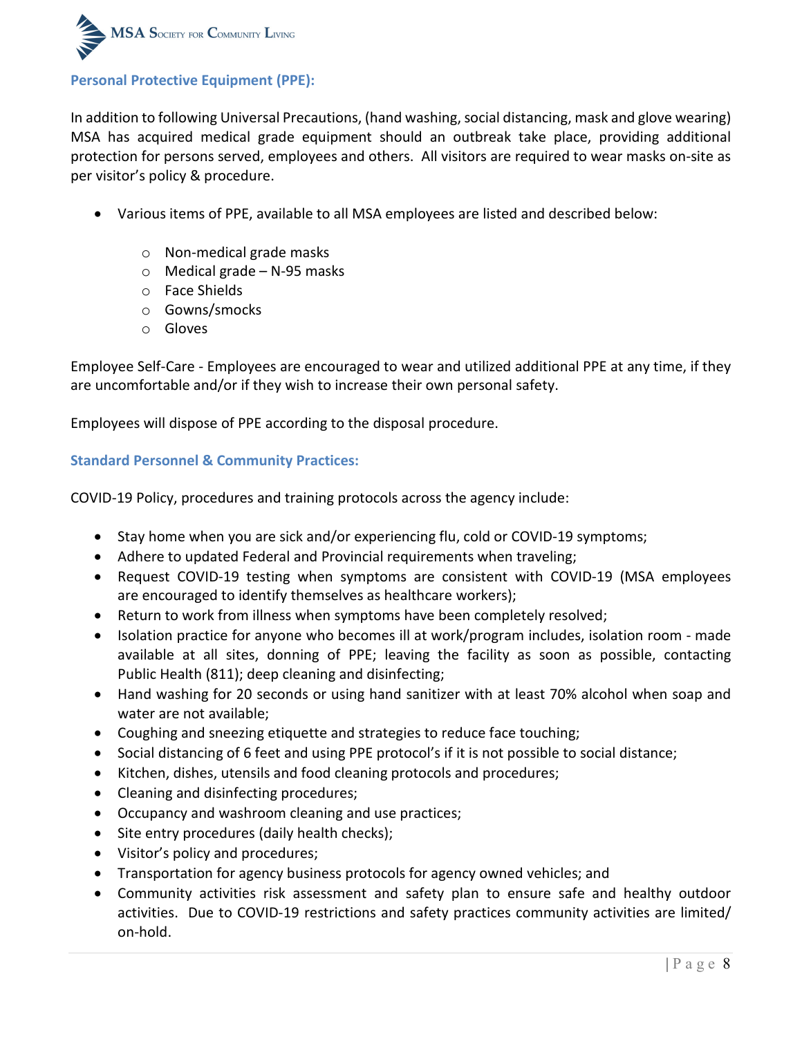### Personal Protective Equipment (PPE):

In addition to following Universal Precautions, (hand washing, social distancing, mask and glove wearing) MSA has acquired medical grade equipment should an outbreak take place, providing additional protection for persons served, employees and others. All visitors are required to wear masks on-site as per visitor's policy & procedure.

- Various items of PPE, available to all MSA employees are listed and described below:
    - Non-medical grade masks
    - Medical grade – N-95 masks
    - Face Shields
    - Gowns/smocks
    - Gloves

Employee Self-Care - Employees are encouraged to wear and utilized additional PPE at any time, if they are uncomfortable and/or if they wish to increase their own personal safety.

Employees will dispose of PPE according to the disposal procedure.

### Standard Personnel & Community Practices:

COVID-19 Policy, procedures and training protocols across the agency include:

- Stay home when you are sick and/or experiencing flu, cold or COVID-19 symptoms;
- Adhere to updated Federal and Provincial requirements when traveling;
- Request COVID-19 testing when symptoms are consistent with COVID-19 (MSA employees are encouraged to identify themselves as healthcare workers);
- Return to work from illness when symptoms have been completely resolved;
- Isolation practice for anyone who becomes ill at work/program includes, isolation room - made available at all sites, donning of PPE; leaving the facility as soon as possible, contacting Public Health (811); deep cleaning and disinfecting;
- Hand washing for 20 seconds or using hand sanitizer with at least 70% alcohol when soap and water are not available;
- Coughing and sneezing etiquette and strategies to reduce face touching;
- Social distancing of 6 feet and using PPE protocol's if it is not possible to social distance;
- Kitchen, dishes, utensils and food cleaning protocols and procedures;
- Cleaning and disinfecting procedures;
- Occupancy and washroom cleaning and use practices;
- Site entry procedures (daily health checks);
- Visitor's policy and procedures;
- Transportation for agency business protocols for agency owned vehicles; and
- Community activities risk assessment and safety plan to ensure safe and healthy outdoor activities. Due to COVID-19 restrictions and safety practices community activities are limited/ on-hold.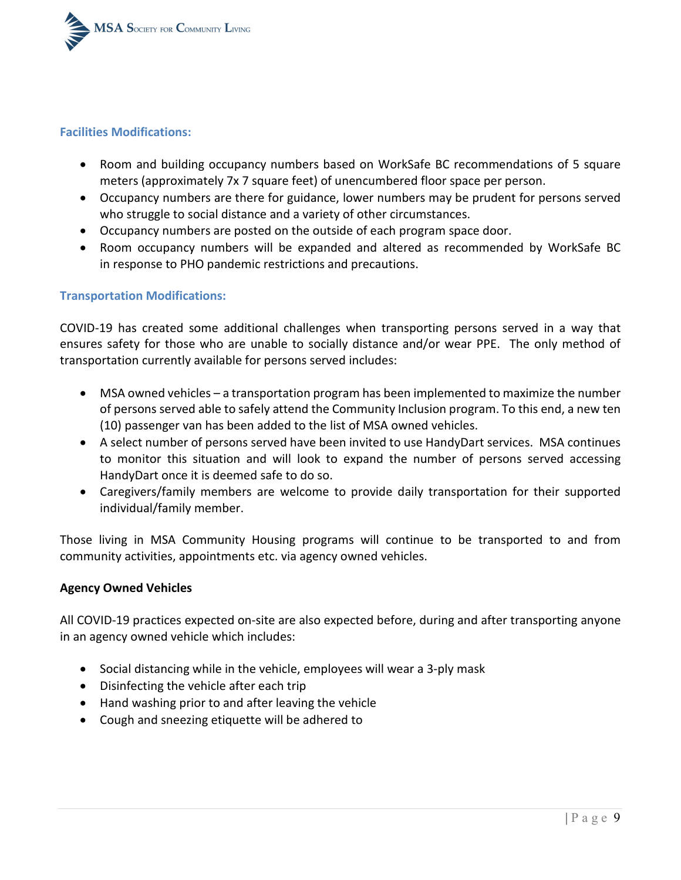### Facilities Modifications:

- Room and building occupancy numbers based on WorkSafe BC recommendations of 5 square meters (approximately 7x 7 square feet) of unencumbered floor space per person.
- Occupancy numbers are there for guidance, lower numbers may be prudent for persons served who struggle to social distance and a variety of other circumstances.
- Occupancy numbers are posted on the outside of each program space door.
- Room occupancy numbers will be expanded and altered as recommended by WorkSafe BC in response to PHO pandemic restrictions and precautions.

### Transportation Modifications:

COVID-19 has created some additional challenges when transporting persons served in a way that ensures safety for those who are unable to socially distance and/or wear PPE. The only method of transportation currently available for persons served includes:

- MSA owned vehicles – a transportation program has been implemented to maximize the number of persons served able to safely attend the Community Inclusion program. To this end, a new ten (10) passenger van has been added to the list of MSA owned vehicles.
- A select number of persons served have been invited to use HandyDart services. MSA continues to monitor this situation and will look to expand the number of persons served accessing HandyDart once it is deemed safe to do so.
- Caregivers/family members are welcome to provide daily transportation for their supported individual/family member.

Those living in MSA Community Housing programs will continue to be transported to and from community activities, appointments etc. via agency owned vehicles.

**Agency Owned Vehicles**

All COVID-19 practices expected on-site are also expected before, during and after transporting anyone in an agency owned vehicle which includes:

- Social distancing while in the vehicle, employees will wear a 3-ply mask
- Disinfecting the vehicle after each trip
- Hand washing prior to and after leaving the vehicle
- Cough and sneezing etiquette will be adhered to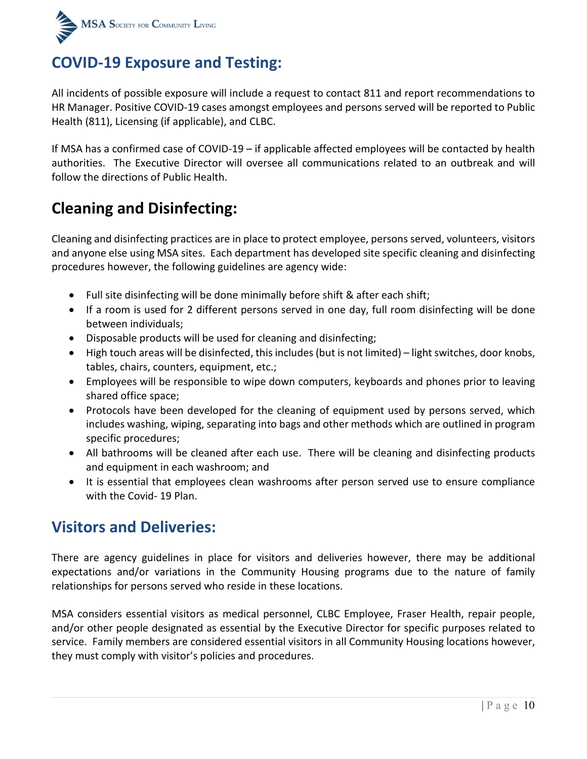## COVID-19 Exposure and Testing:

All incidents of possible exposure will include a request to contact 811 and report recommendations to HR Manager. Positive COVID-19 cases amongst employees and persons served will be reported to Public Health (811), Licensing (if applicable), and CLBC.

If MSA has a confirmed case of COVID-19 – if applicable affected employees will be contacted by health authorities. The Executive Director will oversee all communications related to an outbreak and will follow the directions of Public Health.

## Cleaning and Disinfecting:

Cleaning and disinfecting practices are in place to protect employee, persons served, volunteers, visitors and anyone else using MSA sites. Each department has developed site specific cleaning and disinfecting procedures however, the following guidelines are agency wide:

- Full site disinfecting will be done minimally before shift & after each shift;
- If a room is used for 2 different persons served in one day, full room disinfecting will be done between individuals;
- Disposable products will be used for cleaning and disinfecting;
- High touch areas will be disinfected, this includes (but is not limited) – light switches, door knobs, tables, chairs, counters, equipment, etc.;
- Employees will be responsible to wipe down computers, keyboards and phones prior to leaving shared office space;
- Protocols have been developed for the cleaning of equipment used by persons served, which includes washing, wiping, separating into bags and other methods which are outlined in program specific procedures;
- All bathrooms will be cleaned after each use. There will be cleaning and disinfecting products and equipment in each washroom; and
- It is essential that employees clean washrooms after person served use to ensure compliance with the Covid- 19 Plan.

## Visitors and Deliveries:

There are agency guidelines in place for visitors and deliveries however, there may be additional expectations and/or variations in the Community Housing programs due to the nature of family relationships for persons served who reside in these locations.

MSA considers essential visitors as medical personnel, CLBC Employee, Fraser Health, repair people, and/or other people designated as essential by the Executive Director for specific purposes related to service. Family members are considered essential visitors in all Community Housing locations however, they must comply with visitor's policies and procedures.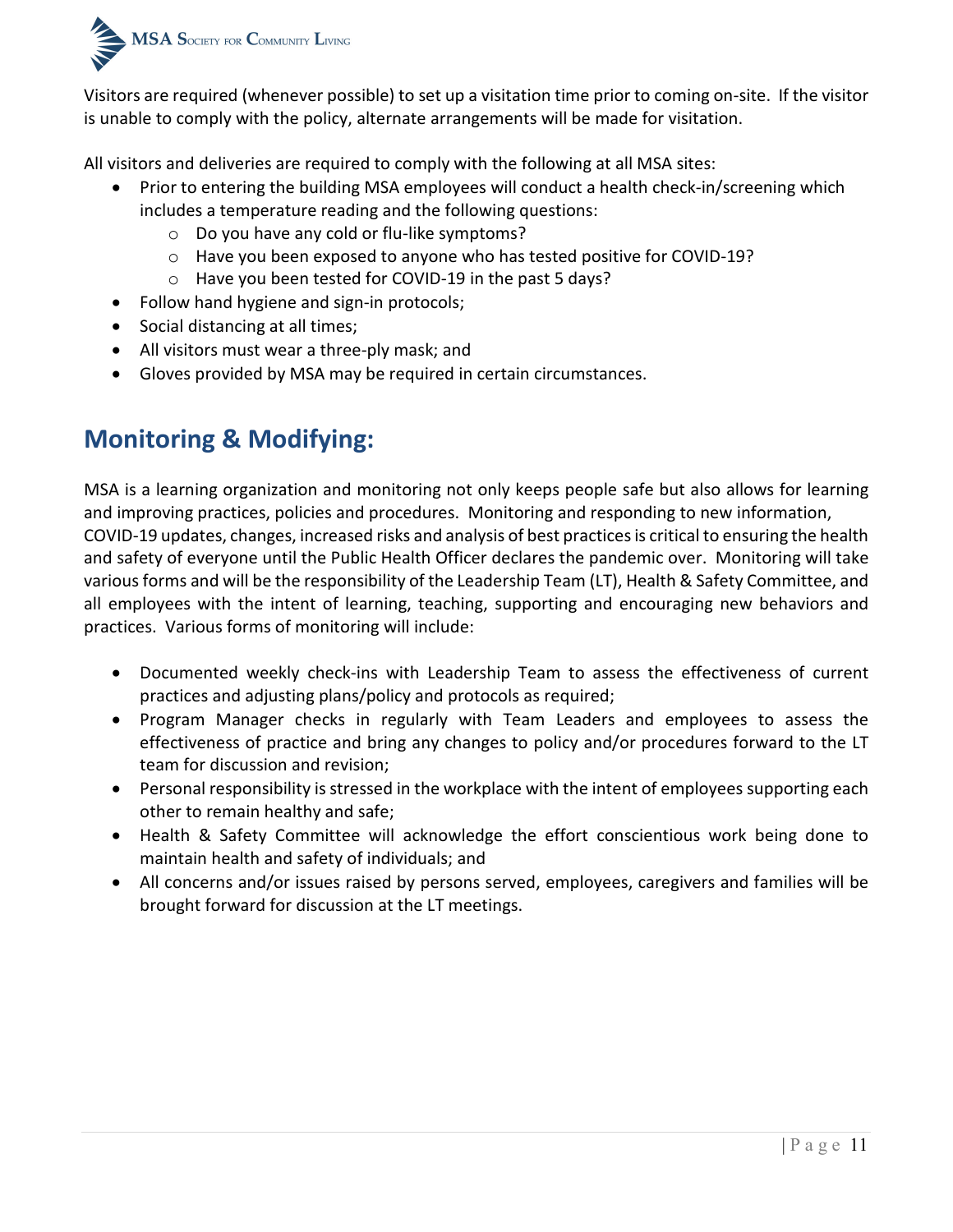Visitors are required (whenever possible) to set up a visitation time prior to coming on-site. If the visitor is unable to comply with the policy, alternate arrangements will be made for visitation.

All visitors and deliveries are required to comply with the following at all MSA sites:

- Prior to entering the building MSA employees will conduct a health check-in/screening which includes a temperature reading and the following questions:
  - Do you have any cold or flu-like symptoms?
  - Have you been exposed to anyone who has tested positive for COVID-19?
  - Have you been tested for COVID-19 in the past 5 days?
- Follow hand hygiene and sign-in protocols;
- Social distancing at all times;
- All visitors must wear a three-ply mask; and
- Gloves provided by MSA may be required in certain circumstances.

## Monitoring & Modifying:

MSA is a learning organization and monitoring not only keeps people safe but also allows for learning and improving practices, policies and procedures. Monitoring and responding to new information, COVID-19 updates, changes, increased risks and analysis of best practices is critical to ensuring the health and safety of everyone until the Public Health Officer declares the pandemic over. Monitoring will take various forms and will be the responsibility of the Leadership Team (LT), Health & Safety Committee, and all employees with the intent of learning, teaching, supporting and encouraging new behaviors and practices. Various forms of monitoring will include:

- Documented weekly check-ins with Leadership Team to assess the effectiveness of current practices and adjusting plans/policy and protocols as required;
- Program Manager checks in regularly with Team Leaders and employees to assess the effectiveness of practice and bring any changes to policy and/or procedures forward to the LT team for discussion and revision;
- Personal responsibility is stressed in the workplace with the intent of employees supporting each other to remain healthy and safe;
- Health & Safety Committee will acknowledge the effort conscientious work being done to maintain health and safety of individuals; and
- All concerns and/or issues raised by persons served, employees, caregivers and families will be brought forward for discussion at the LT meetings.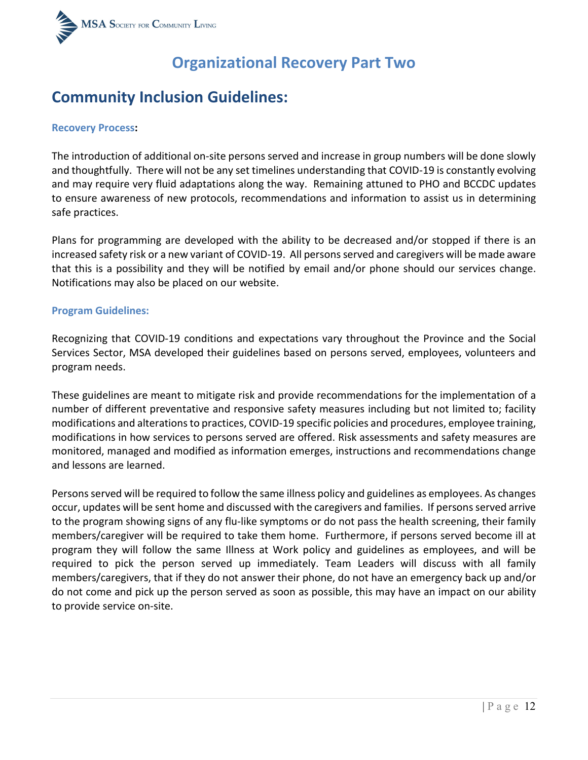# Organizational Recovery Part Two

## Community Inclusion Guidelines:

### Recovery Process:

The introduction of additional on-site persons served and increase in group numbers will be done slowly and thoughtfully. There will not be any set timelines understanding that COVID-19 is constantly evolving and may require very fluid adaptations along the way. Remaining attuned to PHO and BCCDC updates to ensure awareness of new protocols, recommendations and information to assist us in determining safe practices.

Plans for programming are developed with the ability to be decreased and/or stopped if there is an increased safety risk or a new variant of COVID-19. All persons served and caregivers will be made aware that this is a possibility and they will be notified by email and/or phone should our services change. Notifications may also be placed on our website.

### Program Guidelines:

Recognizing that COVID-19 conditions and expectations vary throughout the Province and the Social Services Sector, MSA developed their guidelines based on persons served, employees, volunteers and program needs.

These guidelines are meant to mitigate risk and provide recommendations for the implementation of a number of different preventative and responsive safety measures including but not limited to; facility modifications and alterations to practices, COVID-19 specific policies and procedures, employee training, modifications in how services to persons served are offered. Risk assessments and safety measures are monitored, managed and modified as information emerges, instructions and recommendations change and lessons are learned.

Persons served will be required to follow the same illness policy and guidelines as employees. As changes occur, updates will be sent home and discussed with the caregivers and families. If persons served arrive to the program showing signs of any flu-like symptoms or do not pass the health screening, their family members/caregiver will be required to take them home. Furthermore, if persons served become ill at program they will follow the same Illness at Work policy and guidelines as employees, and will be required to pick the person served up immediately. Team Leaders will discuss with all family members/caregivers, that if they do not answer their phone, do not have an emergency back up and/or do not come and pick up the person served as soon as possible, this may have an impact on our ability to provide service on-site.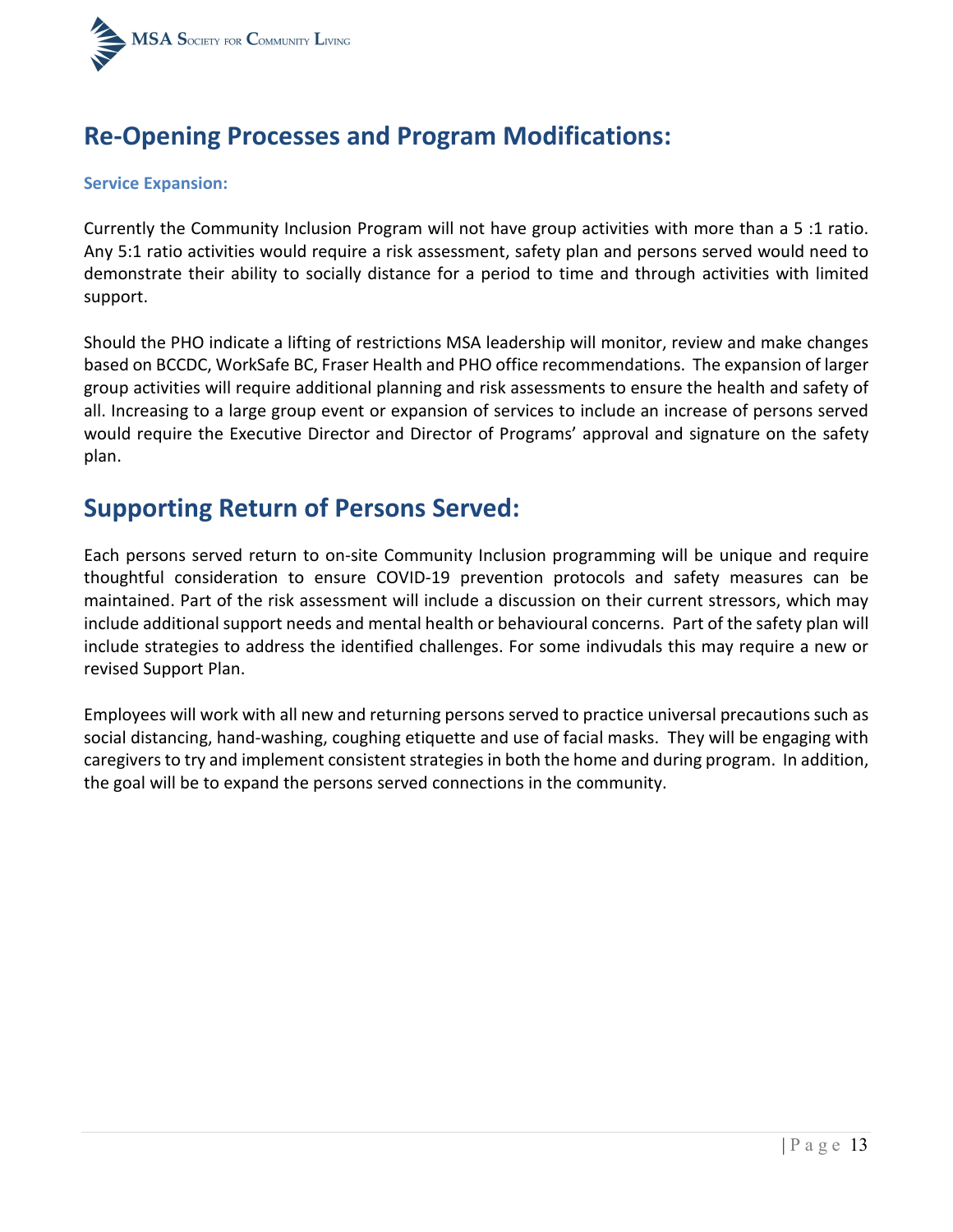## Re-Opening Processes and Program Modifications:

### Service Expansion:

Currently the Community Inclusion Program will not have group activities with more than a 5 :1 ratio. Any 5:1 ratio activities would require a risk assessment, safety plan and persons served would need to demonstrate their ability to socially distance for a period to time and through activities with limited support.

Should the PHO indicate a lifting of restrictions MSA leadership will monitor, review and make changes based on BCCDC, WorkSafe BC, Fraser Health and PHO office recommendations. The expansion of larger group activities will require additional planning and risk assessments to ensure the health and safety of all. Increasing to a large group event or expansion of services to include an increase of persons served would require the Executive Director and Director of Programs' approval and signature on the safety plan.

## Supporting Return of Persons Served:

Each persons served return to on-site Community Inclusion programming will be unique and require thoughtful consideration to ensure COVID-19 prevention protocols and safety measures can be maintained. Part of the risk assessment will include a discussion on their current stressors, which may include additional support needs and mental health or behavioural concerns. Part of the safety plan will include strategies to address the identified challenges. For some indivudals this may require a new or revised Support Plan.

Employees will work with all new and returning persons served to practice universal precautions such as social distancing, hand-washing, coughing etiquette and use of facial masks. They will be engaging with caregivers to try and implement consistent strategies in both the home and during program. In addition, the goal will be to expand the persons served connections in the community.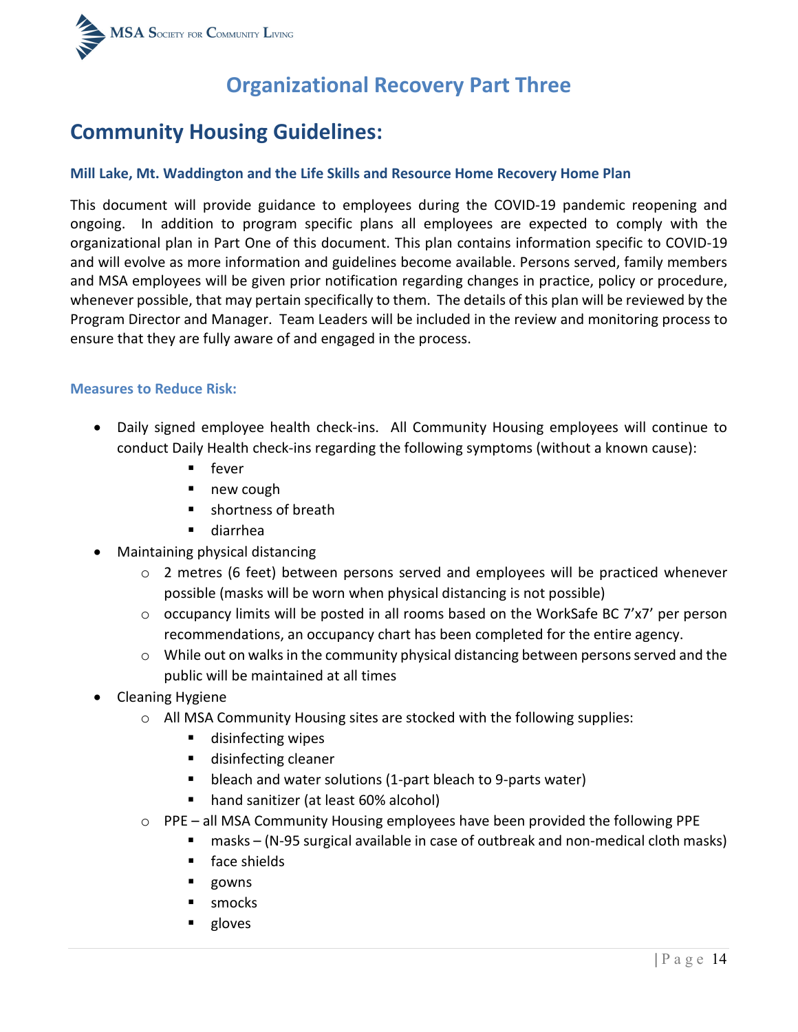# Organizational Recovery Part Three

## Community Housing Guidelines:

### Mill Lake, Mt. Waddington and the Life Skills and Resource Home Recovery Home Plan

This document will provide guidance to employees during the COVID-19 pandemic reopening and ongoing. In addition to program specific plans all employees are expected to comply with the organizational plan in Part One of this document. This plan contains information specific to COVID-19 and will evolve as more information and guidelines become available. Persons served, family members and MSA employees will be given prior notification regarding changes in practice, policy or procedure, whenever possible, that may pertain specifically to them. The details of this plan will be reviewed by the Program Director and Manager. Team Leaders will be included in the review and monitoring process to ensure that they are fully aware of and engaged in the process.

#### Measures to Reduce Risk:

- Daily signed employee health check-ins. All Community Housing employees will continue to conduct Daily Health check-ins regarding the following symptoms (without a known cause):
  - fever
  - new cough
  - shortness of breath
  - diarrhea
- Maintaining physical distancing
  - 2 metres (6 feet) between persons served and employees will be practiced whenever possible (masks will be worn when physical distancing is not possible)
  - occupancy limits will be posted in all rooms based on the WorkSafe BC 7'x7' per person recommendations, an occupancy chart has been completed for the entire agency.
  - While out on walks in the community physical distancing between persons served and the public will be maintained at all times
- Cleaning Hygiene
  - All MSA Community Housing sites are stocked with the following supplies:
    - disinfecting wipes
    - disinfecting cleaner
    - bleach and water solutions (1-part bleach to 9-parts water)
    - hand sanitizer (at least 60% alcohol)
  - PPE – all MSA Community Housing employees have been provided the following PPE
    - masks – (N-95 surgical available in case of outbreak and non-medical cloth masks)
    - face shields
    - gowns
    - smocks
    - gloves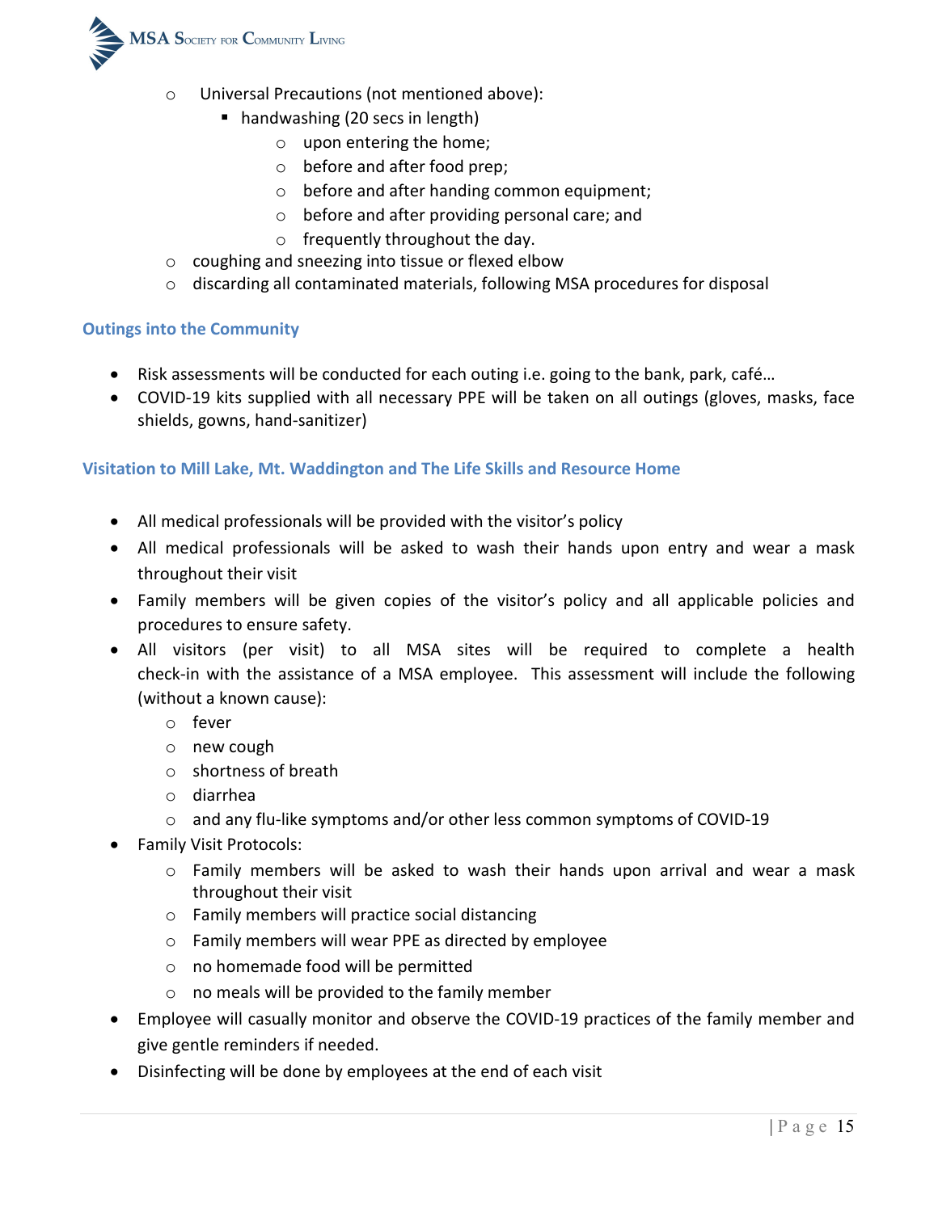- Universal Precautions (not mentioned above):
  - handwashing (20 secs in length)
    - upon entering the home;
    - before and after food prep;
    - before and after handing common equipment;
    - before and after providing personal care; and
    - frequently throughout the day.
- coughing and sneezing into tissue or flexed elbow
- discarding all contaminated materials, following MSA procedures for disposal

### Outings into the Community

- Risk assessments will be conducted for each outing i.e. going to the bank, park, café…
- COVID-19 kits supplied with all necessary PPE will be taken on all outings (gloves, masks, face shields, gowns, hand-sanitizer)

### Visitation to Mill Lake, Mt. Waddington and The Life Skills and Resource Home

- All medical professionals will be provided with the visitor's policy
- All medical professionals will be asked to wash their hands upon entry and wear a mask throughout their visit
- Family members will be given copies of the visitor's policy and all applicable policies and procedures to ensure safety.
- All visitors (per visit) to all MSA sites will be required to complete a health check-in with the assistance of a MSA employee. This assessment will include the following (without a known cause):
  - fever
  - new cough
  - shortness of breath
  - diarrhea
  - and any flu-like symptoms and/or other less common symptoms of COVID-19
- Family Visit Protocols:
  - Family members will be asked to wash their hands upon arrival and wear a mask throughout their visit
  - Family members will practice social distancing
  - Family members will wear PPE as directed by employee
  - no homemade food will be permitted
  - no meals will be provided to the family member
- Employee will casually monitor and observe the COVID-19 practices of the family member and give gentle reminders if needed.
- Disinfecting will be done by employees at the end of each visit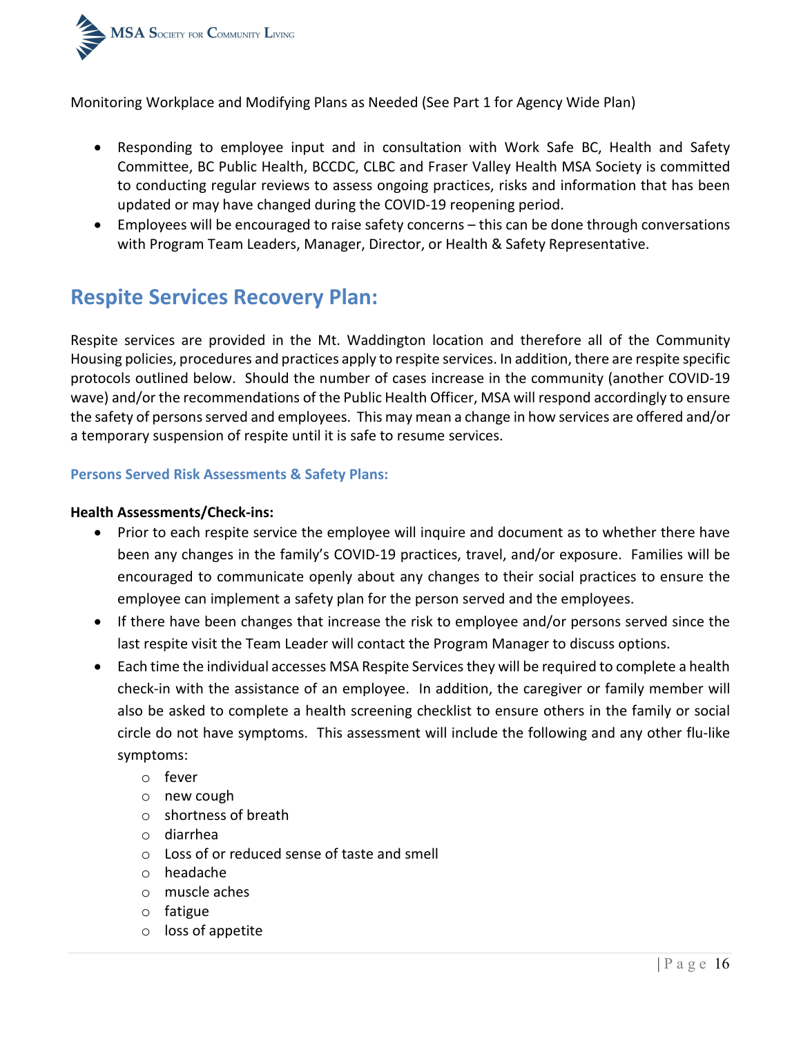Monitoring Workplace and Modifying Plans as Needed (See Part 1 for Agency Wide Plan)

- Responding to employee input and in consultation with Work Safe BC, Health and Safety Committee, BC Public Health, BCCDC, CLBC and Fraser Valley Health MSA Society is committed to conducting regular reviews to assess ongoing practices, risks and information that has been updated or may have changed during the COVID-19 reopening period.
- Employees will be encouraged to raise safety concerns – this can be done through conversations with Program Team Leaders, Manager, Director, or Health & Safety Representative.

## Respite Services Recovery Plan:

Respite services are provided in the Mt. Waddington location and therefore all of the Community Housing policies, procedures and practices apply to respite services. In addition, there are respite specific protocols outlined below. Should the number of cases increase in the community (another COVID-19 wave) and/or the recommendations of the Public Health Officer, MSA will respond accordingly to ensure the safety of persons served and employees. This may mean a change in how services are offered and/or a temporary suspension of respite until it is safe to resume services.

### Persons Served Risk Assessments & Safety Plans:

**Health Assessments/Check-ins:**

- Prior to each respite service the employee will inquire and document as to whether there have been any changes in the family's COVID-19 practices, travel, and/or exposure. Families will be encouraged to communicate openly about any changes to their social practices to ensure the employee can implement a safety plan for the person served and the employees.
- If there have been changes that increase the risk to employee and/or persons served since the last respite visit the Team Leader will contact the Program Manager to discuss options.
- Each time the individual accesses MSA Respite Services they will be required to complete a health check-in with the assistance of an employee. In addition, the caregiver or family member will also be asked to complete a health screening checklist to ensure others in the family or social circle do not have symptoms. This assessment will include the following and any other flu-like symptoms:
  - fever
  - new cough
  - shortness of breath
  - diarrhea
  - Loss of or reduced sense of taste and smell
  - headache
  - muscle aches
  - fatigue
  - loss of appetite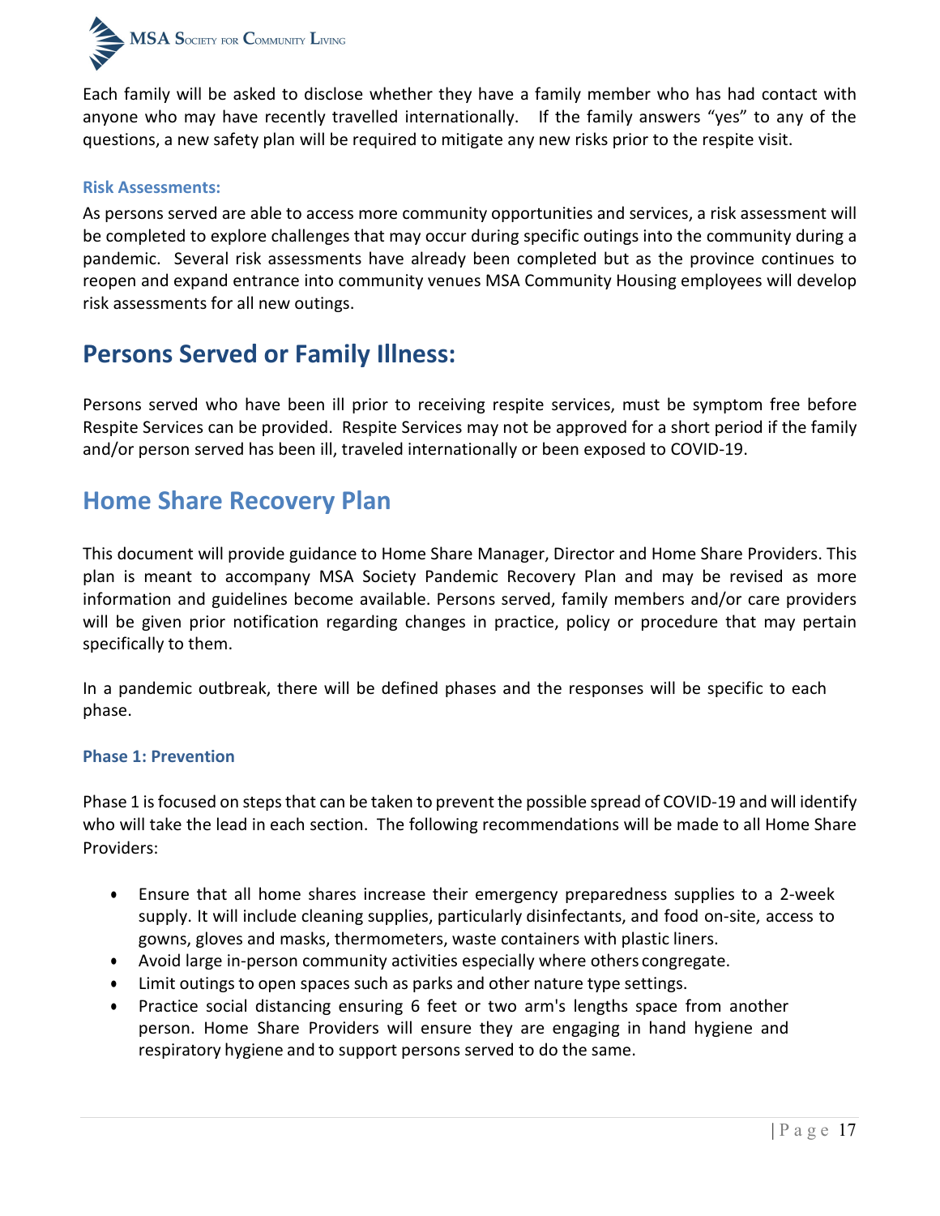Each family will be asked to disclose whether they have a family member who has had contact with anyone who may have recently travelled internationally. If the family answers "yes" to any of the questions, a new safety plan will be required to mitigate any new risks prior to the respite visit.

### Risk Assessments:

As persons served are able to access more community opportunities and services, a risk assessment will be completed to explore challenges that may occur during specific outings into the community during a pandemic. Several risk assessments have already been completed but as the province continues to reopen and expand entrance into community venues MSA Community Housing employees will develop risk assessments for all new outings.

## Persons Served or Family Illness:

Persons served who have been ill prior to receiving respite services, must be symptom free before Respite Services can be provided. Respite Services may not be approved for a short period if the family and/or person served has been ill, traveled internationally or been exposed to COVID-19.

## Home Share Recovery Plan

This document will provide guidance to Home Share Manager, Director and Home Share Providers. This plan is meant to accompany MSA Society Pandemic Recovery Plan and may be revised as more information and guidelines become available. Persons served, family members and/or care providers will be given prior notification regarding changes in practice, policy or procedure that may pertain specifically to them.

In a pandemic outbreak, there will be defined phases and the responses will be specific to each phase.

### Phase 1: Prevention

Phase 1 is focused on steps that can be taken to prevent the possible spread of COVID-19 and will identify who will take the lead in each section. The following recommendations will be made to all Home Share Providers:

- Ensure that all home shares increase their emergency preparedness supplies to a 2-week supply. It will include cleaning supplies, particularly disinfectants, and food on-site, access to gowns, gloves and masks, thermometers, waste containers with plastic liners.
- Avoid large in-person community activities especially where others congregate.
- Limit outings to open spaces such as parks and other nature type settings.
- Practice social distancing ensuring 6 feet or two arm's lengths space from another person. Home Share Providers will ensure they are engaging in hand hygiene and respiratory hygiene and to support persons served to do the same.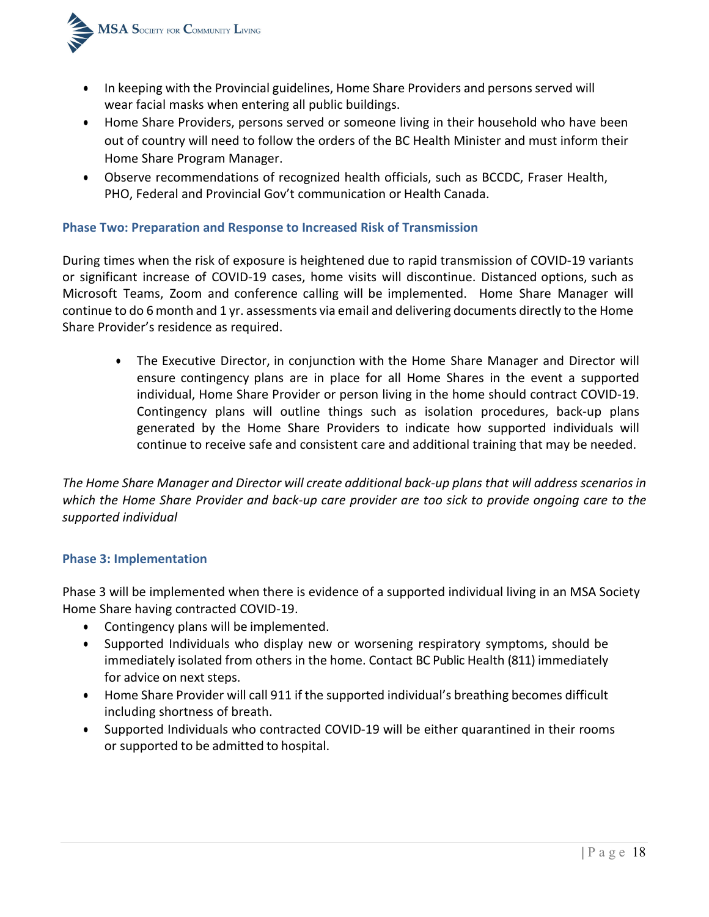- In keeping with the Provincial guidelines, Home Share Providers and persons served will wear facial masks when entering all public buildings.
- Home Share Providers, persons served or someone living in their household who have been out of country will need to follow the orders of the BC Health Minister and must inform their Home Share Program Manager.
- Observe recommendations of recognized health officials, such as BCCDC, Fraser Health, PHO, Federal and Provincial Gov't communication or Health Canada.

### Phase Two: Preparation and Response to Increased Risk of Transmission

During times when the risk of exposure is heightened due to rapid transmission of COVID-19 variants or significant increase of COVID-19 cases, home visits will discontinue. Distanced options, such as Microsoft Teams, Zoom and conference calling will be implemented. Home Share Manager will continue to do 6 month and 1 yr. assessments via email and delivering documents directly to the Home Share Provider's residence as required.

- The Executive Director, in conjunction with the Home Share Manager and Director will ensure contingency plans are in place for all Home Shares in the event a supported individual, Home Share Provider or person living in the home should contract COVID-19. Contingency plans will outline things such as isolation procedures, back-up plans generated by the Home Share Providers to indicate how supported individuals will continue to receive safe and consistent care and additional training that may be needed.

*The Home Share Manager and Director will create additional back-up plans that will address scenarios in which the Home Share Provider and back-up care provider are too sick to provide ongoing care to the supported individual*

### Phase 3: Implementation

Phase 3 will be implemented when there is evidence of a supported individual living in an MSA Society Home Share having contracted COVID-19.

- Contingency plans will be implemented.
- Supported Individuals who display new or worsening respiratory symptoms, should be immediately isolated from others in the home. Contact BC Public Health (811) immediately for advice on next steps.
- Home Share Provider will call 911 if the supported individual's breathing becomes difficult including shortness of breath.
- Supported Individuals who contracted COVID-19 will be either quarantined in their rooms or supported to be admitted to hospital.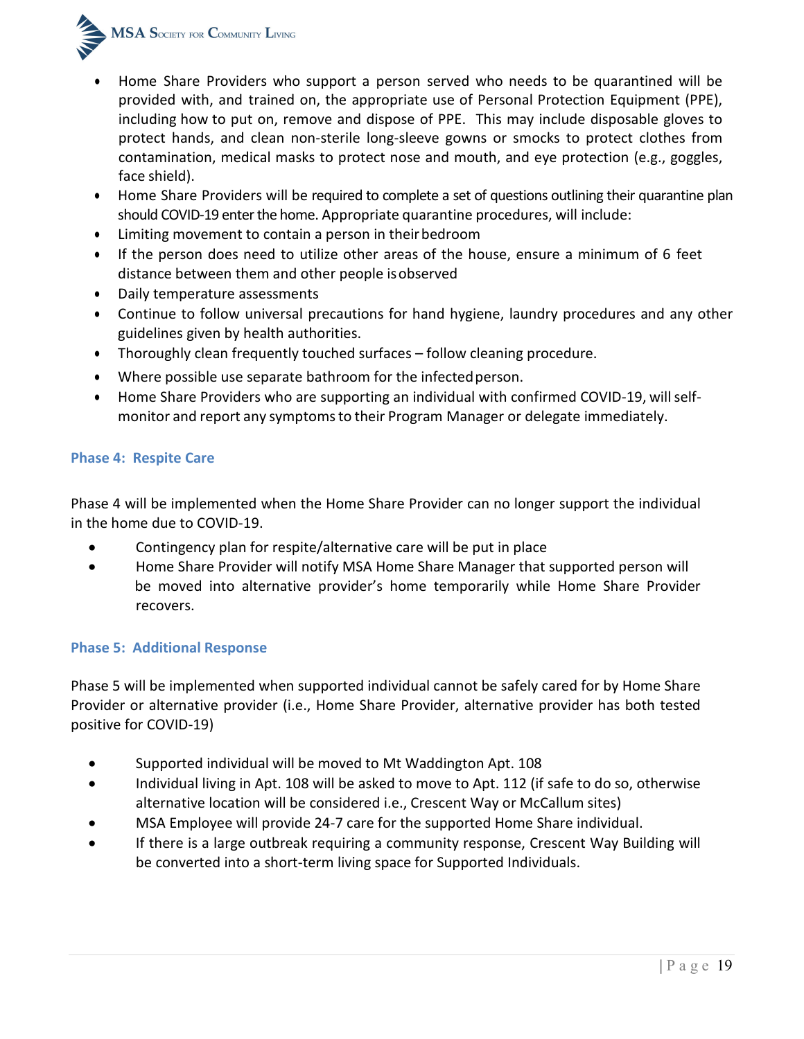- Home Share Providers who support a person served who needs to be quarantined will be provided with, and trained on, the appropriate use of Personal Protection Equipment (PPE), including how to put on, remove and dispose of PPE. This may include disposable gloves to protect hands, and clean non-sterile long-sleeve gowns or smocks to protect clothes from contamination, medical masks to protect nose and mouth, and eye protection (e.g., goggles, face shield).
- Home Share Providers will be required to complete a set of questions outlining their quarantine plan should COVID-19 enter the home. Appropriate quarantine procedures, will include:
- Limiting movement to contain a person in their bedroom
- If the person does need to utilize other areas of the house, ensure a minimum of 6 feet distance between them and other people is observed
- Daily temperature assessments
- Continue to follow universal precautions for hand hygiene, laundry procedures and any other guidelines given by health authorities.
- Thoroughly clean frequently touched surfaces – follow cleaning procedure.
- Where possible use separate bathroom for the infected person.
- Home Share Providers who are supporting an individual with confirmed COVID-19, will self-monitor and report any symptoms to their Program Manager or delegate immediately.

### Phase 4: Respite Care

Phase 4 will be implemented when the Home Share Provider can no longer support the individual in the home due to COVID-19.

- Contingency plan for respite/alternative care will be put in place
- Home Share Provider will notify MSA Home Share Manager that supported person will be moved into alternative provider's home temporarily while Home Share Provider recovers.

### Phase 5: Additional Response

Phase 5 will be implemented when supported individual cannot be safely cared for by Home Share Provider or alternative provider (i.e., Home Share Provider, alternative provider has both tested positive for COVID-19)

- Supported individual will be moved to Mt Waddington Apt. 108
- Individual living in Apt. 108 will be asked to move to Apt. 112 (if safe to do so, otherwise alternative location will be considered i.e., Crescent Way or McCallum sites)
- MSA Employee will provide 24-7 care for the supported Home Share individual.
- If there is a large outbreak requiring a community response, Crescent Way Building will be converted into a short-term living space for Supported Individuals.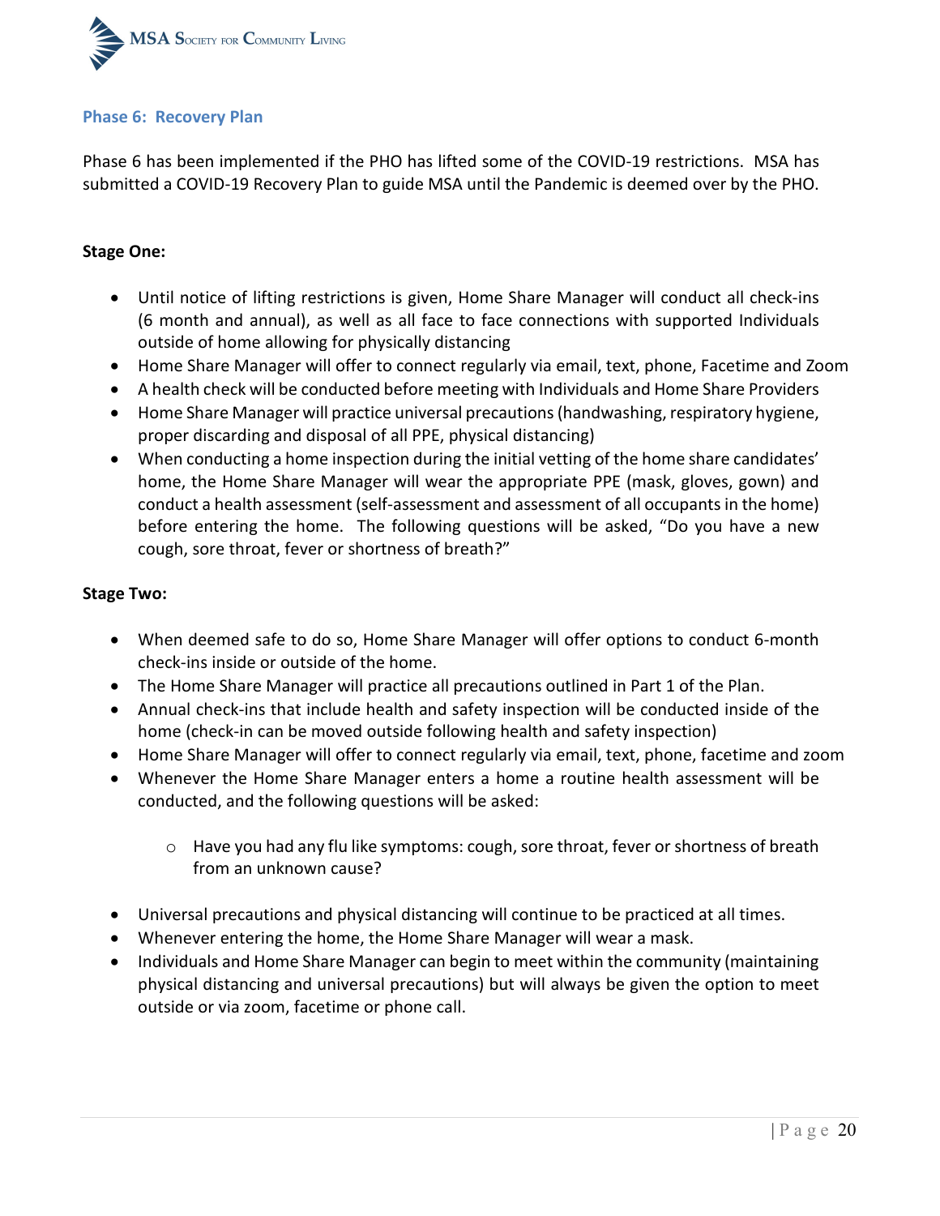### Phase 6: Recovery Plan

Phase 6 has been implemented if the PHO has lifted some of the COVID-19 restrictions. MSA has submitted a COVID-19 Recovery Plan to guide MSA until the Pandemic is deemed over by the PHO.

**Stage One:**

- Until notice of lifting restrictions is given, Home Share Manager will conduct all check-ins (6 month and annual), as well as all face to face connections with supported Individuals outside of home allowing for physically distancing
- Home Share Manager will offer to connect regularly via email, text, phone, Facetime and Zoom
- A health check will be conducted before meeting with Individuals and Home Share Providers
- Home Share Manager will practice universal precautions (handwashing, respiratory hygiene, proper discarding and disposal of all PPE, physical distancing)
- When conducting a home inspection during the initial vetting of the home share candidates' home, the Home Share Manager will wear the appropriate PPE (mask, gloves, gown) and conduct a health assessment (self-assessment and assessment of all occupants in the home) before entering the home. The following questions will be asked, "Do you have a new cough, sore throat, fever or shortness of breath?"

**Stage Two:**

- When deemed safe to do so, Home Share Manager will offer options to conduct 6-month check-ins inside or outside of the home.
- The Home Share Manager will practice all precautions outlined in Part 1 of the Plan.
- Annual check-ins that include health and safety inspection will be conducted inside of the home (check-in can be moved outside following health and safety inspection)
- Home Share Manager will offer to connect regularly via email, text, phone, facetime and zoom
- Whenever the Home Share Manager enters a home a routine health assessment will be conducted, and the following questions will be asked:
    - Have you had any flu like symptoms: cough, sore throat, fever or shortness of breath from an unknown cause?
- Universal precautions and physical distancing will continue to be practiced at all times.
- Whenever entering the home, the Home Share Manager will wear a mask.
- Individuals and Home Share Manager can begin to meet within the community (maintaining physical distancing and universal precautions) but will always be given the option to meet outside or via zoom, facetime or phone call.